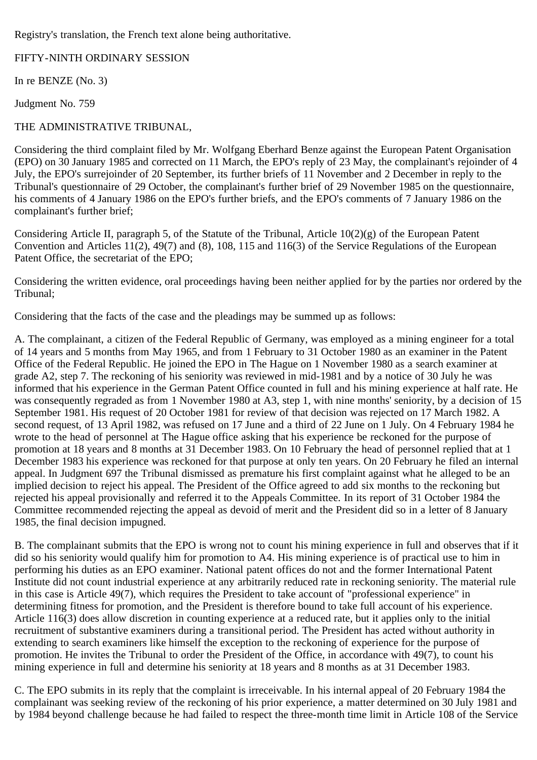Registry's translation, the French text alone being authoritative.

FIFTY-NINTH ORDINARY SESSION

In re BENZE (No. 3)

Judgment No. 759

THE ADMINISTRATIVE TRIBUNAL,

Considering the third complaint filed by Mr. Wolfgang Eberhard Benze against the European Patent Organisation (EPO) on 30 January 1985 and corrected on 11 March, the EPO's reply of 23 May, the complainant's rejoinder of 4 July, the EPO's surrejoinder of 20 September, its further briefs of 11 November and 2 December in reply to the Tribunal's questionnaire of 29 October, the complainant's further brief of 29 November 1985 on the questionnaire, his comments of 4 January 1986 on the EPO's further briefs, and the EPO's comments of 7 January 1986 on the complainant's further brief;

Considering Article II, paragraph 5, of the Statute of the Tribunal, Article 10(2)(g) of the European Patent Convention and Articles 11(2), 49(7) and (8), 108, 115 and 116(3) of the Service Regulations of the European Patent Office, the secretariat of the EPO;

Considering the written evidence, oral proceedings having been neither applied for by the parties nor ordered by the Tribunal;

Considering that the facts of the case and the pleadings may be summed up as follows:

A. The complainant, a citizen of the Federal Republic of Germany, was employed as a mining engineer for a total of 14 years and 5 months from May 1965, and from 1 February to 31 October 1980 as an examiner in the Patent Office of the Federal Republic. He joined the EPO in The Hague on 1 November 1980 as a search examiner at grade A2, step 7. The reckoning of his seniority was reviewed in mid-1981 and by a notice of 30 July he was informed that his experience in the German Patent Office counted in full and his mining experience at half rate. He was consequently regraded as from 1 November 1980 at A3, step 1, with nine months' seniority, by a decision of 15 September 1981. His request of 20 October 1981 for review of that decision was rejected on 17 March 1982. A second request, of 13 April 1982, was refused on 17 June and a third of 22 June on 1 July. On 4 February 1984 he wrote to the head of personnel at The Hague office asking that his experience be reckoned for the purpose of promotion at 18 years and 8 months at 31 December 1983. On 10 February the head of personnel replied that at 1 December 1983 his experience was reckoned for that purpose at only ten years. On 20 February he filed an internal appeal. In Judgment 697 the Tribunal dismissed as premature his first complaint against what he alleged to be an implied decision to reject his appeal. The President of the Office agreed to add six months to the reckoning but rejected his appeal provisionally and referred it to the Appeals Committee. In its report of 31 October 1984 the Committee recommended rejecting the appeal as devoid of merit and the President did so in a letter of 8 January 1985, the final decision impugned.

B. The complainant submits that the EPO is wrong not to count his mining experience in full and observes that if it did so his seniority would qualify him for promotion to A4. His mining experience is of practical use to him in performing his duties as an EPO examiner. National patent offices do not and the former International Patent Institute did not count industrial experience at any arbitrarily reduced rate in reckoning seniority. The material rule in this case is Article 49(7), which requires the President to take account of "professional experience" in determining fitness for promotion, and the President is therefore bound to take full account of his experience. Article 116(3) does allow discretion in counting experience at a reduced rate, but it applies only to the initial recruitment of substantive examiners during a transitional period. The President has acted without authority in extending to search examiners like himself the exception to the reckoning of experience for the purpose of promotion. He invites the Tribunal to order the President of the Office, in accordance with 49(7), to count his mining experience in full and determine his seniority at 18 years and 8 months as at 31 December 1983.

C. The EPO submits in its reply that the complaint is irreceivable. In his internal appeal of 20 February 1984 the complainant was seeking review of the reckoning of his prior experience, a matter determined on 30 July 1981 and by 1984 beyond challenge because he had failed to respect the three-month time limit in Article 108 of the Service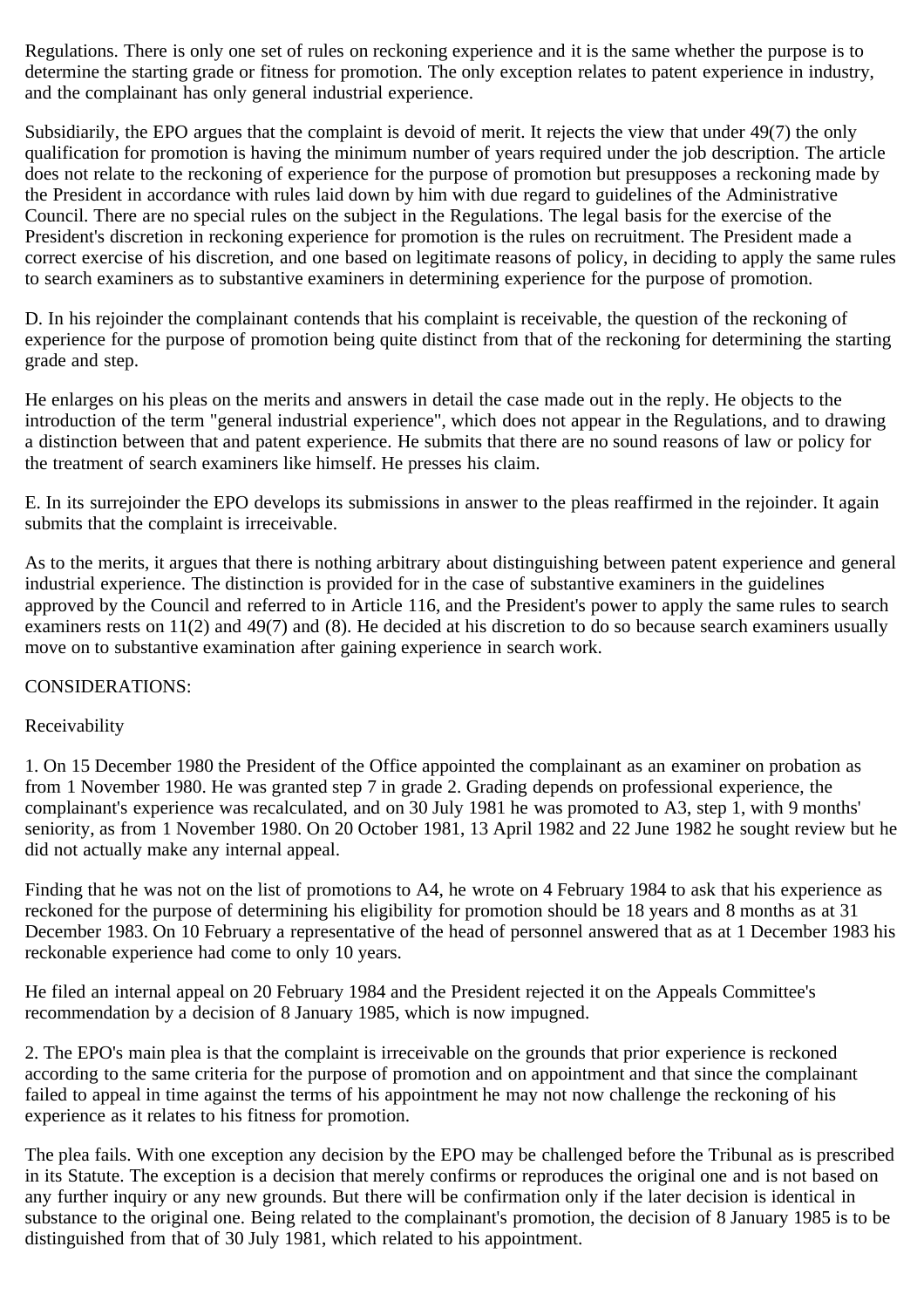Regulations. There is only one set of rules on reckoning experience and it is the same whether the purpose is to determine the starting grade or fitness for promotion. The only exception relates to patent experience in industry, and the complainant has only general industrial experience.

Subsidiarily, the EPO argues that the complaint is devoid of merit. It rejects the view that under 49(7) the only qualification for promotion is having the minimum number of years required under the job description. The article does not relate to the reckoning of experience for the purpose of promotion but presupposes a reckoning made by the President in accordance with rules laid down by him with due regard to guidelines of the Administrative Council. There are no special rules on the subject in the Regulations. The legal basis for the exercise of the President's discretion in reckoning experience for promotion is the rules on recruitment. The President made a correct exercise of his discretion, and one based on legitimate reasons of policy, in deciding to apply the same rules to search examiners as to substantive examiners in determining experience for the purpose of promotion.

D. In his rejoinder the complainant contends that his complaint is receivable, the question of the reckoning of experience for the purpose of promotion being quite distinct from that of the reckoning for determining the starting grade and step.

He enlarges on his pleas on the merits and answers in detail the case made out in the reply. He objects to the introduction of the term "general industrial experience", which does not appear in the Regulations, and to drawing a distinction between that and patent experience. He submits that there are no sound reasons of law or policy for the treatment of search examiners like himself. He presses his claim.

E. In its surrejoinder the EPO develops its submissions in answer to the pleas reaffirmed in the rejoinder. It again submits that the complaint is irreceivable.

As to the merits, it argues that there is nothing arbitrary about distinguishing between patent experience and general industrial experience. The distinction is provided for in the case of substantive examiners in the guidelines approved by the Council and referred to in Article 116, and the President's power to apply the same rules to search examiners rests on 11(2) and 49(7) and (8). He decided at his discretion to do so because search examiners usually move on to substantive examination after gaining experience in search work.

CONSIDERATIONS:

Receivability

1. On 15 December 1980 the President of the Office appointed the complainant as an examiner on probation as from 1 November 1980. He was granted step 7 in grade 2. Grading depends on professional experience, the complainant's experience was recalculated, and on 30 July 1981 he was promoted to A3, step 1, with 9 months' seniority, as from 1 November 1980. On 20 October 1981, 13 April 1982 and 22 June 1982 he sought review but he did not actually make any internal appeal.

Finding that he was not on the list of promotions to A4, he wrote on 4 February 1984 to ask that his experience as reckoned for the purpose of determining his eligibility for promotion should be 18 years and 8 months as at 31 December 1983. On 10 February a representative of the head of personnel answered that as at 1 December 1983 his reckonable experience had come to only 10 years.

He filed an internal appeal on 20 February 1984 and the President rejected it on the Appeals Committee's recommendation by a decision of 8 January 1985, which is now impugned.

2. The EPO's main plea is that the complaint is irreceivable on the grounds that prior experience is reckoned according to the same criteria for the purpose of promotion and on appointment and that since the complainant failed to appeal in time against the terms of his appointment he may not now challenge the reckoning of his experience as it relates to his fitness for promotion.

The plea fails. With one exception any decision by the EPO may be challenged before the Tribunal as is prescribed in its Statute. The exception is a decision that merely confirms or reproduces the original one and is not based on any further inquiry or any new grounds. But there will be confirmation only if the later decision is identical in substance to the original one. Being related to the complainant's promotion, the decision of 8 January 1985 is to be distinguished from that of 30 July 1981, which related to his appointment.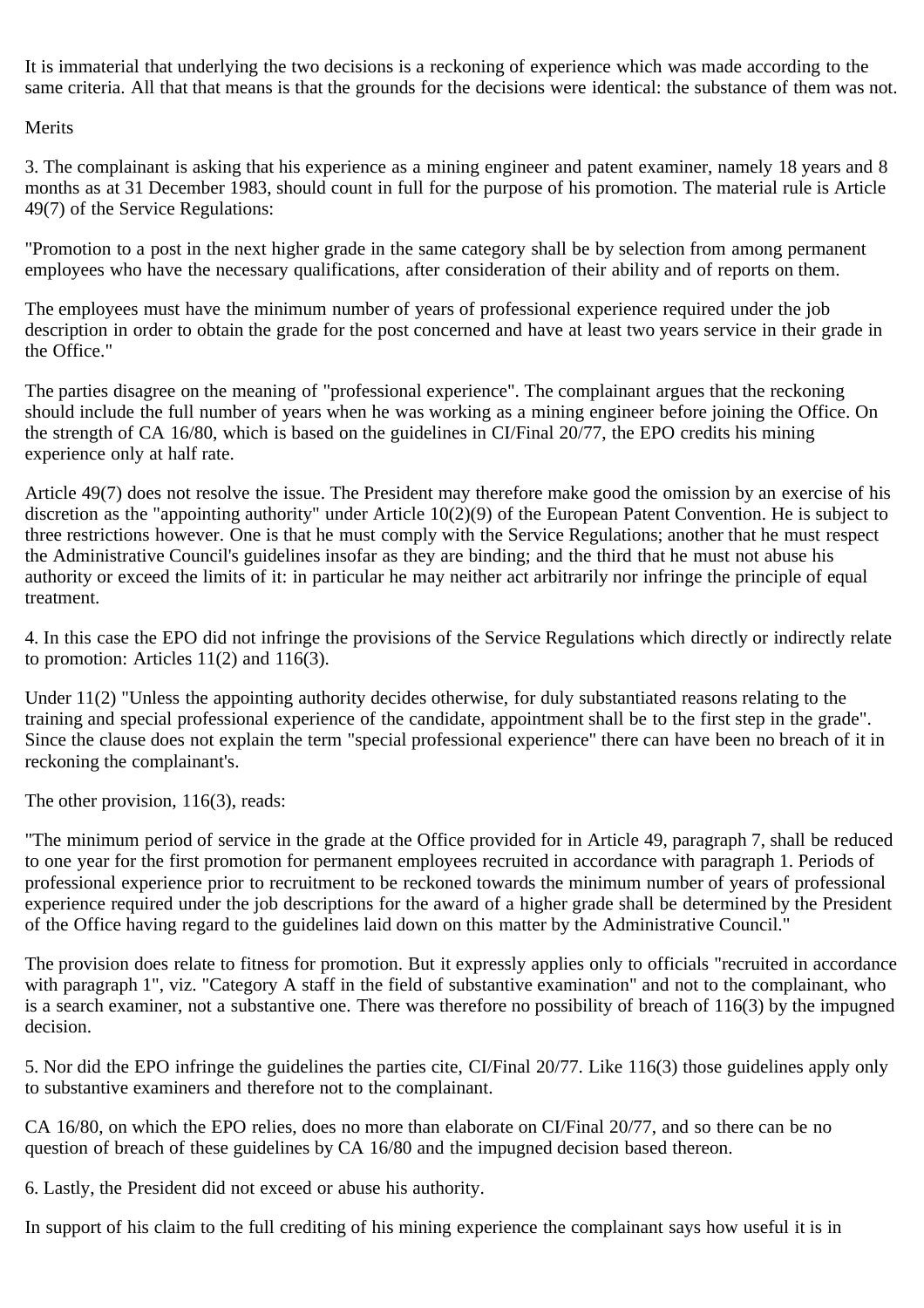It is immaterial that underlying the two decisions is a reckoning of experience which was made according to the same criteria. All that that means is that the grounds for the decisions were identical: the substance of them was not.

Merits

3. The complainant is asking that his experience as a mining engineer and patent examiner, namely 18 years and 8 months as at 31 December 1983, should count in full for the purpose of his promotion. The material rule is Article 49(7) of the Service Regulations:

"Promotion to a post in the next higher grade in the same category shall be by selection from among permanent employees who have the necessary qualifications, after consideration of their ability and of reports on them.

The employees must have the minimum number of years of professional experience required under the job description in order to obtain the grade for the post concerned and have at least two years service in their grade in the Office."

The parties disagree on the meaning of "professional experience". The complainant argues that the reckoning should include the full number of years when he was working as a mining engineer before joining the Office. On the strength of CA 16/80, which is based on the guidelines in CI/Final 20/77, the EPO credits his mining experience only at half rate.

Article 49(7) does not resolve the issue. The President may therefore make good the omission by an exercise of his discretion as the "appointing authority" under Article 10(2)(9) of the European Patent Convention. He is subject to three restrictions however. One is that he must comply with the Service Regulations; another that he must respect the Administrative Council's guidelines insofar as they are binding; and the third that he must not abuse his authority or exceed the limits of it: in particular he may neither act arbitrarily nor infringe the principle of equal treatment.

4. In this case the EPO did not infringe the provisions of the Service Regulations which directly or indirectly relate to promotion: Articles 11(2) and 116(3).

Under 11(2) "Unless the appointing authority decides otherwise, for duly substantiated reasons relating to the training and special professional experience of the candidate, appointment shall be to the first step in the grade". Since the clause does not explain the term "special professional experience" there can have been no breach of it in reckoning the complainant's.

The other provision, 116(3), reads:

"The minimum period of service in the grade at the Office provided for in Article 49, paragraph 7, shall be reduced to one year for the first promotion for permanent employees recruited in accordance with paragraph 1. Periods of professional experience prior to recruitment to be reckoned towards the minimum number of years of professional experience required under the job descriptions for the award of a higher grade shall be determined by the President of the Office having regard to the guidelines laid down on this matter by the Administrative Council."

The provision does relate to fitness for promotion. But it expressly applies only to officials "recruited in accordance with paragraph 1", viz. "Category A staff in the field of substantive examination" and not to the complainant, who is a search examiner, not a substantive one. There was therefore no possibility of breach of 116(3) by the impugned decision.

5. Nor did the EPO infringe the guidelines the parties cite, CI/Final 20/77. Like 116(3) those guidelines apply only to substantive examiners and therefore not to the complainant.

CA 16/80, on which the EPO relies, does no more than elaborate on CI/Final 20/77, and so there can be no question of breach of these guidelines by CA 16/80 and the impugned decision based thereon.

6. Lastly, the President did not exceed or abuse his authority.

In support of his claim to the full crediting of his mining experience the complainant says how useful it is in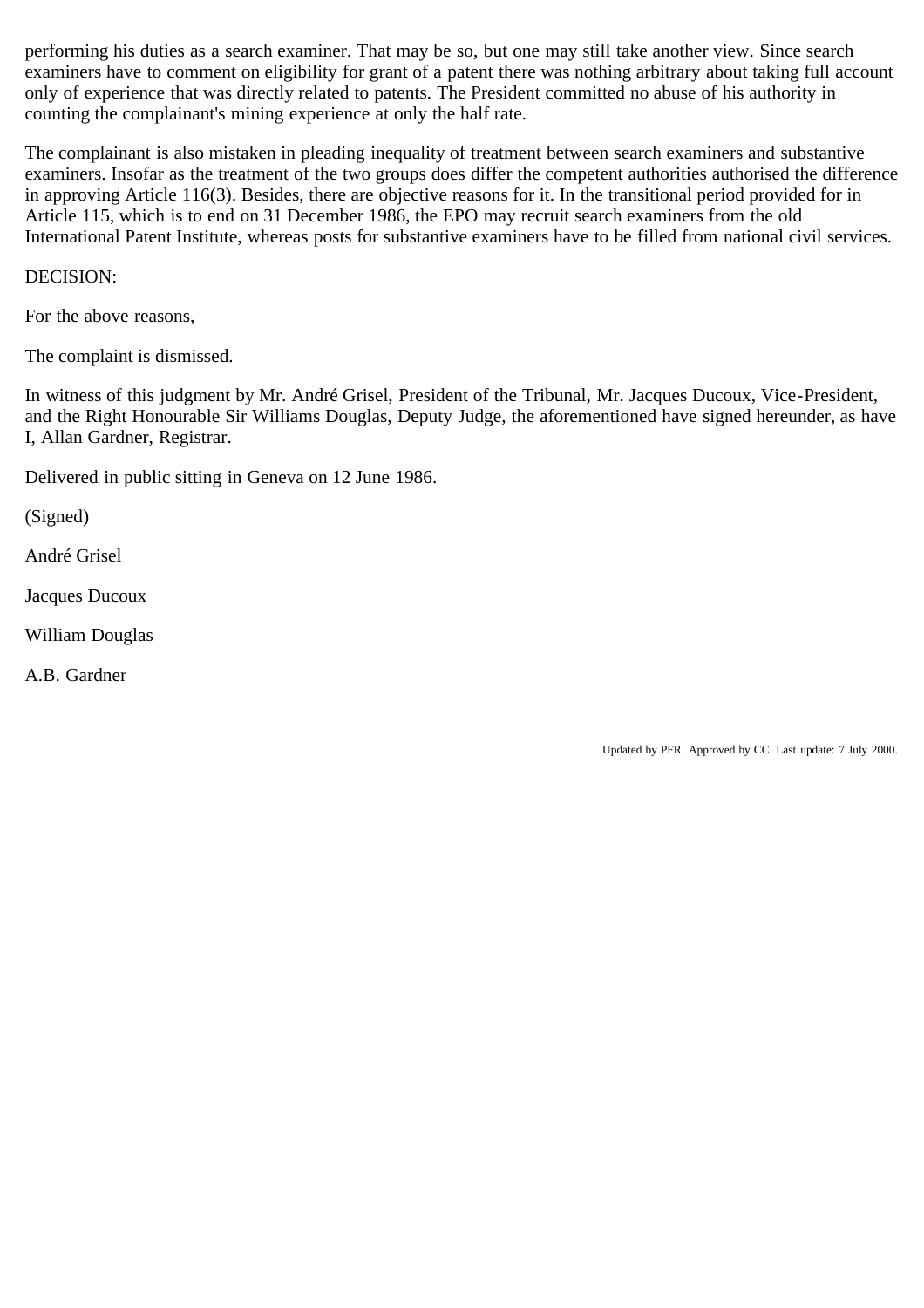performing his duties as a search examiner. That may be so, but one may still take another view. Since search examiners have to comment on eligibility for grant of a patent there was nothing arbitrary about taking full account only of experience that was directly related to patents. The President committed no abuse of his authority in counting the complainant's mining experience at only the half rate.

The complainant is also mistaken in pleading inequality of treatment between search examiners and substantive examiners. Insofar as the treatment of the two groups does differ the competent authorities authorised the difference in approving Article 116(3). Besides, there are objective reasons for it. In the transitional period provided for in Article 115, which is to end on 31 December 1986, the EPO may recruit search examiners from the old International Patent Institute, whereas posts for substantive examiners have to be filled from national civil services.

DECISION:

For the above reasons,

The complaint is dismissed.

In witness of this judgment by Mr. André Grisel, President of the Tribunal, Mr. Jacques Ducoux, Vice-President, and the Right Honourable Sir Williams Douglas, Deputy Judge, the aforementioned have signed hereunder, as have I, Allan Gardner, Registrar.

Delivered in public sitting in Geneva on 12 June 1986.

(Signed)

André Grisel

Jacques Ducoux

William Douglas

A.B. Gardner

Updated by PFR. Approved by CC. Last update: 7 July 2000.